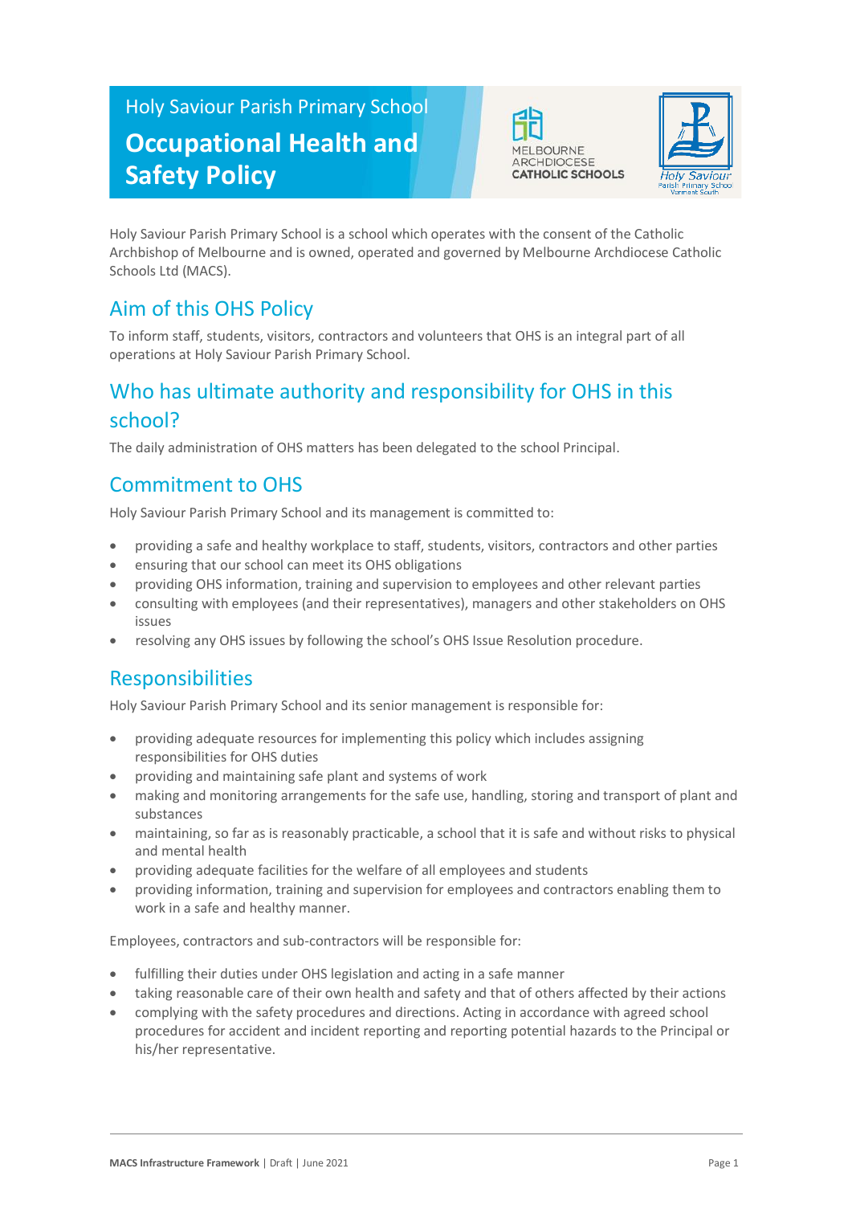Holy Saviour Parish Primary School

# Occupational Health and Safety Policy

Holy Saviour Parish Primary School is a school which operates with the consent of the Catholic Archbishop of Melbourne and is owned, operated and governed by Melbourne Archdiocese Catholic Schools Ltd (MACS).

## Aim of this OHS Policy

To inform staff, students, visitors, contractors and volunteers that OHS is an integral part of all operations at Holy Saviour Parish Primary School.

## Who has ultimate authority and responsibility for OHS in this school?

The daily administration of OHS matters has been delegated to the school Principal.

## Commitment to OHS

Holy Saviour Parish Primary School and its management is committed to:

- providing a safe and healthy workplace to staff, students, visitors, contractors and other parties
- ensuring that our school can meet its OHS obligations
- providing OHS information, training and supervision to employees and other relevant parties
- consulting with employees (and their representatives), managers and other stakeholders on OHS issues
- resolving any OHS issues by following the school's OHS Issue Resolution procedure.

## Responsibilities

Holy Saviour Parish Primary School and its senior management is responsible for:

- providing adequate resources for implementing this policy which includes assigning responsibilities for OHS duties
- providing and maintaining safe plant and systems of work
- making and monitoring arrangements for the safe use, handling, storing and transport of plant and substances
- maintaining, so far as is reasonably practicable, a school that it is safe and without risks to physical and mental health
- providing adequate facilities for the welfare of all employees and students
- providing information, training and supervision for employees and contractors enabling them to work in a safe and healthy manner.

Employees, contractors and sub-contractors will be responsible for:

- fulfilling their duties under OHS legislation and acting in a safe manner
- taking reasonable care of their own health and safety and that of others affected by their actions
- complying with the safety procedures and directions. Acting in accordance with agreed school procedures for accident and incident reporting and reporting potential hazards to the Principal or his/her representative.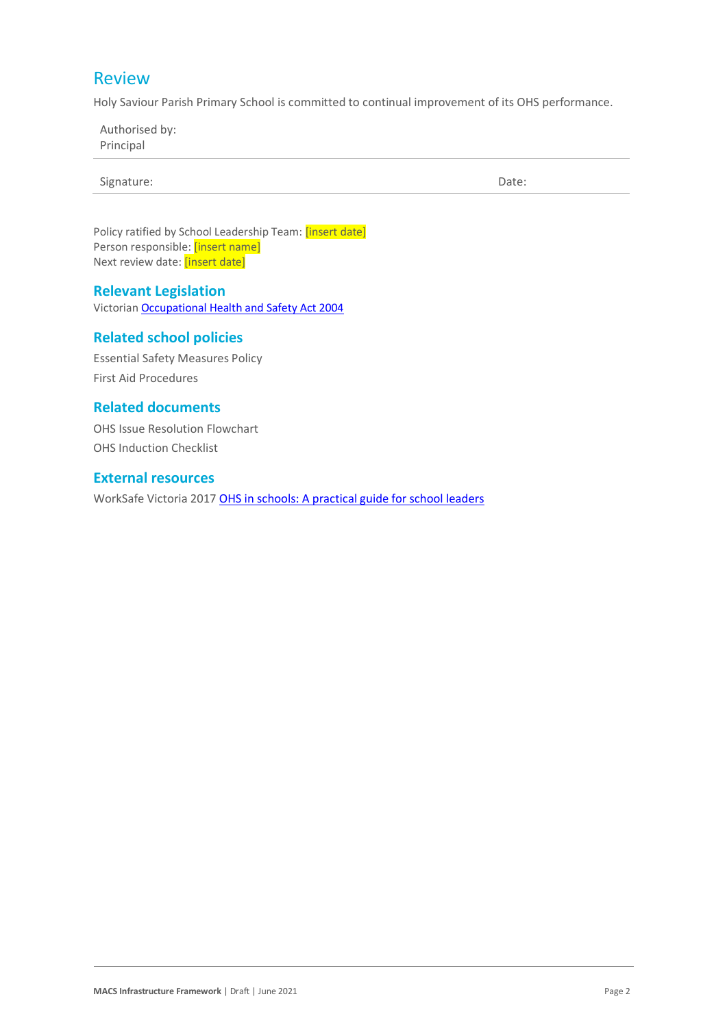## Review

Holy Saviour Parish Primary School is committed to continual improvement of its OHS performance.

| | |
|---|---|
| Authorised by:<br>Principal | |
| Signature: | Date: |

Policy ratified by School Leadership Team: [insert date]
Person responsible: [insert name]
Next review date: [insert date]

### Relevant Legislation

Victorian Occupational Health and Safety Act 2004

### Related school policies

Essential Safety Measures Policy

First Aid Procedures

### Related documents

OHS Issue Resolution Flowchart

OHS Induction Checklist

### External resources

WorkSafe Victoria 2017 OHS in schools: A practical guide for school leaders